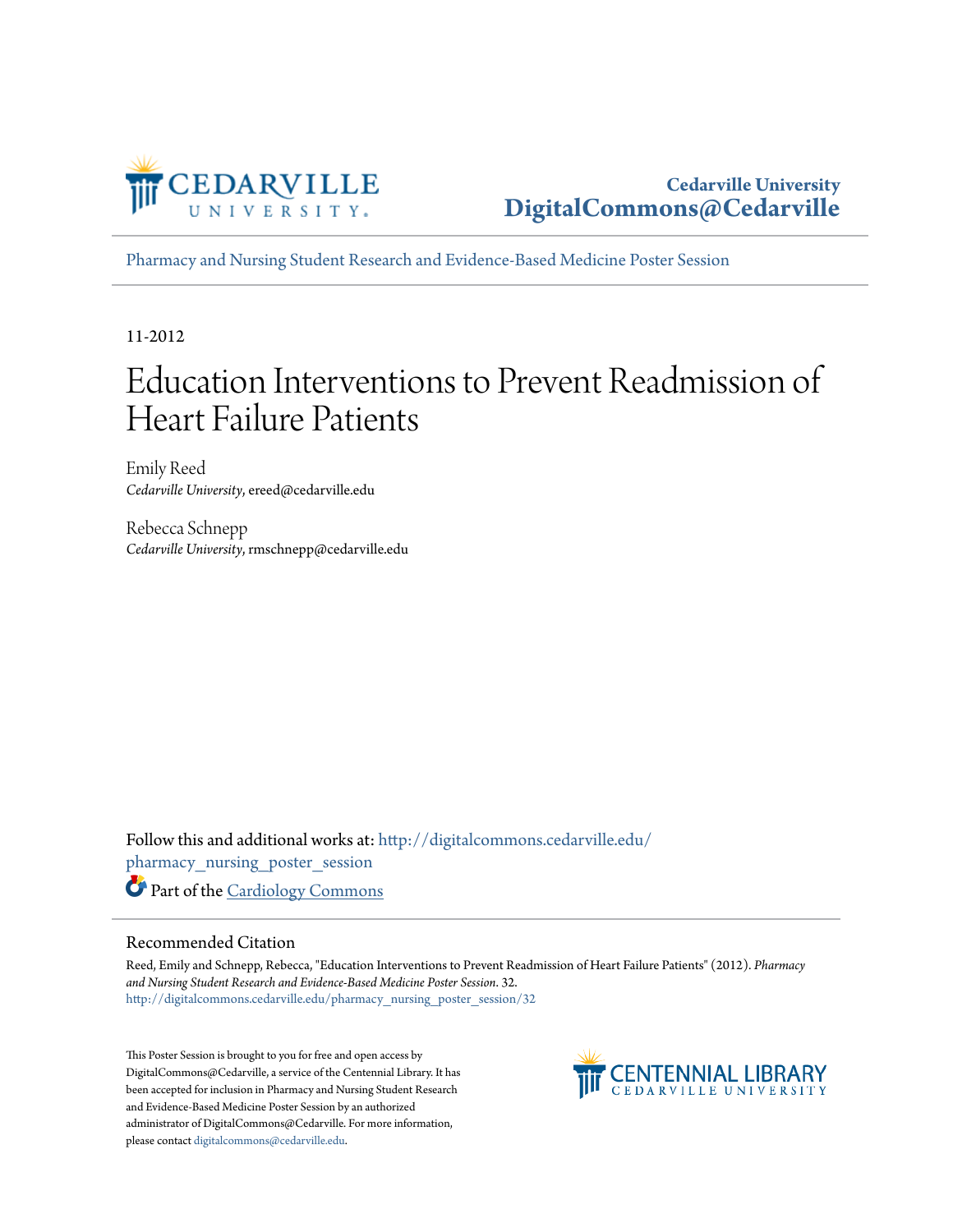Cedarville University
DigitalCommons@Cedarville

Pharmacy and Nursing Student Research and Evidence-Based Medicine Poster Session

11-2012

# Education Interventions to Prevent Readmission of Heart Failure Patients

Emily Reed
*Cedarville University*, ereed@cedarville.edu

Rebecca Schnepp
*Cedarville University*, rmschnepp@cedarville.edu

Follow this and additional works at: http://digitalcommons.cedarville.edu/pharmacy_nursing_poster_session

Part of the Cardiology Commons

## Recommended Citation

Reed, Emily and Schnepp, Rebecca, "Education Interventions to Prevent Readmission of Heart Failure Patients" (2012). *Pharmacy and Nursing Student Research and Evidence-Based Medicine Poster Session*. 32.
http://digitalcommons.cedarville.edu/pharmacy_nursing_poster_session/32

This Poster Session is brought to you for free and open access by DigitalCommons@Cedarville, a service of the Centennial Library. It has been accepted for inclusion in Pharmacy and Nursing Student Research and Evidence-Based Medicine Poster Session by an authorized administrator of DigitalCommons@Cedarville. For more information, please contact digitalcommons@cedarville.edu.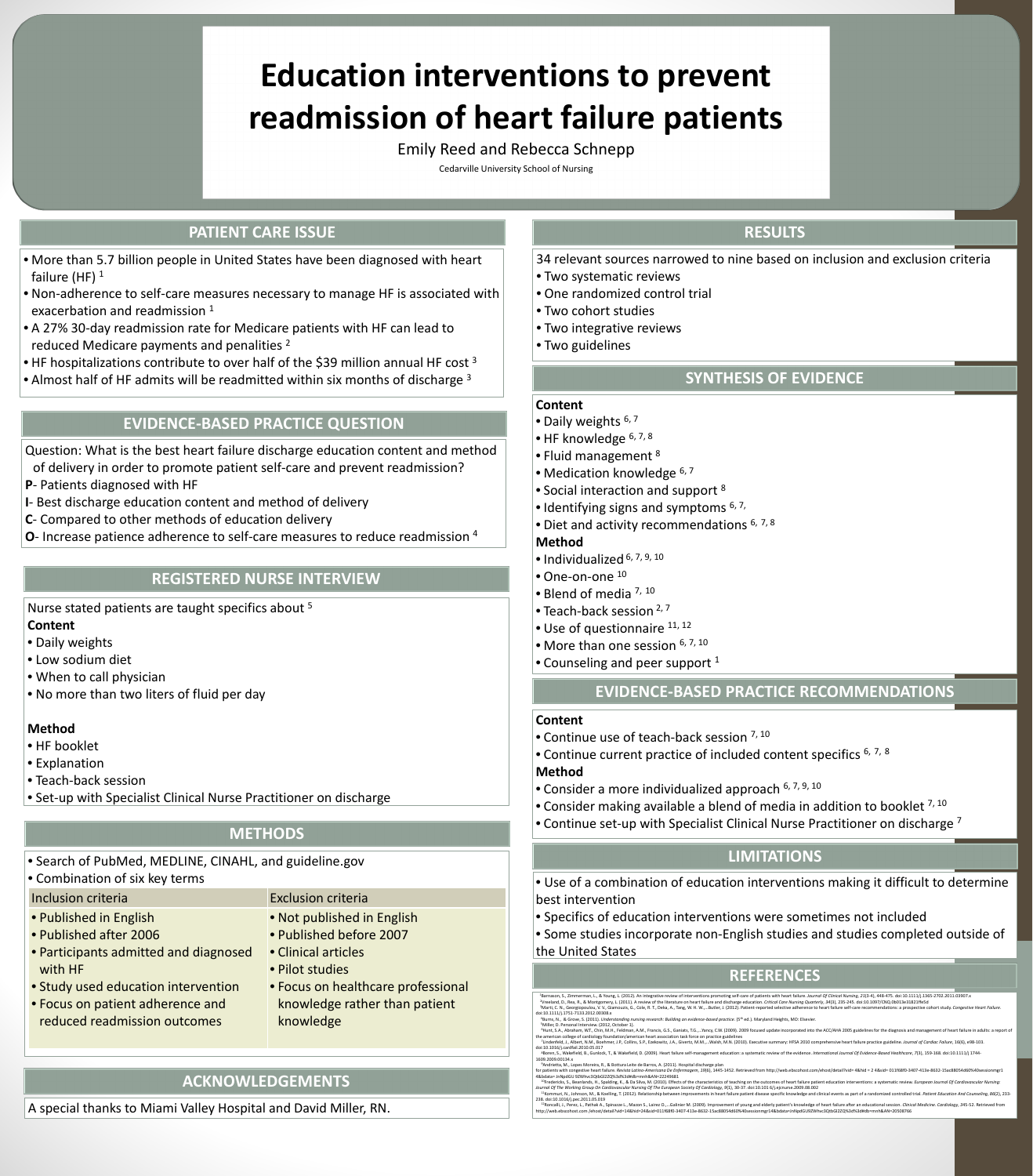# Education interventions to prevent readmission of heart failure patients

Emily Reed and Rebecca Schnepp

Cedarville University School of Nursing

## PATIENT CARE ISSUE

- More than 5.7 billion people in United States have been diagnosed with heart failure (HF) [1]
- Non-adherence to self-care measures necessary to manage HF is associated with exacerbation and readmission [1]
- A 27% 30-day readmission rate for Medicare patients with HF can lead to reduced Medicare payments and penalities [2]
- HF hospitalizations contribute to over half of the $39 million annual HF cost [3]
- Almost half of HF admits will be readmitted within six months of discharge [3]

## EVIDENCE-BASED PRACTICE QUESTION

Question: What is the best heart failure discharge education content and method of delivery in order to promote patient self-care and prevent readmission?

**P**- Patients diagnosed with HF

**I**- Best discharge education content and method of delivery

**C**- Compared to other methods of education delivery

**O**- Increase patience adherence to self-care measures to reduce readmission [4]

## REGISTERED NURSE INTERVIEW

Nurse stated patients are taught specifics about [5]

**Content**

- Daily weights
- Low sodium diet
- When to call physician
- No more than two liters of fluid per day

**Method**

- HF booklet
- Explanation
- Teach-back session
- Set-up with Specialist Clinical Nurse Practitioner on discharge

## METHODS

- Search of PubMed, MEDLINE, CINAHL, and guideline.gov
- Combination of six key terms

| Inclusion criteria | Exclusion criteria |
|---|---|
| • Published in English<br>• Published after 2006<br>• Participants admitted and diagnosed with HF<br>• Study used education intervention<br>• Focus on patient adherence and reduced readmission outcomes | • Not published in English<br>• Published before 2007<br>• Clinical articles<br>• Pilot studies<br>• Focus on healthcare professional knowledge rather than patient knowledge |

## ACKNOWLEDGEMENTS

A special thanks to Miami Valley Hospital and David Miller, RN.

## RESULTS

34 relevant sources narrowed to nine based on inclusion and exclusion criteria

- Two systematic reviews
- One randomized control trial
- Two cohort studies
- Two integrative reviews
- Two guidelines

## SYNTHESIS OF EVIDENCE

**Content**

- Daily weights [6, 7]
- HF knowledge [6, 7, 8]
- Fluid management [8]
- Medication knowledge [6, 7]
- Social interaction and support [8]
- Identifying signs and symptoms [6, 7,]
- Diet and activity recommendations [6, 7, 8]

**Method**

- Individualized [6, 7, 9, 10]
- One-on-one [10]
- Blend of media [7, 10]
- Teach-back session [2, 7]
- Use of questionnaire [11, 12]
- More than one session [6, 7, 10]
- Counseling and peer support [1]

## EVIDENCE-BASED PRACTICE RECOMMENDATIONS

**Content**

- Continue use of teach-back session [7, 10]
- Continue current practice of included content specifics [6, 7, 8]

**Method**

- Consider a more individualized approach [6, 7, 9, 10]
- Consider making available a blend of media in addition to booklet [7, 10]
- Continue set-up with Specialist Clinical Nurse Practitioner on discharge [7]

## LIMITATIONS

- Use of a combination of education interventions making it difficult to determine best intervention
- Specifics of education interventions were sometimes not included
- Some studies incorporate non-English studies and studies completed outside of the United States

## REFERENCES

[1]Barnason, S., Zimmerman, L., & Young, L. (2012). An integrative review of interventions promoting self-care of patients with heart failure. *Journal Of Clinical Nursing*, 21(3-4), 448-475. doi:10.1111/j.1365-2702.2011.03907.x

[2]Vreeland, D., Rea, R., & Montgomery, L. (2011). A review of the literature on heart failure and discharge education. *Critical Care Nursing Quarterly*, 34(3), 235-245. doi:10.1097/CNQ.0b013e31821ffe5d

[3]Marti, C. N., Georgiopoulou, V. V., Giamouzis, G., Cole, R. T., Deka, A., Tang, W. H. W.,...Butler, J. (2012). Patient-reported selective adherence to heart failure self-care recommendations: a prospective cohort study. *Congestive Heart Failure*. doi:10.1111/j.1751-7133.2012.00308.x

[4]Burns, N., & Grove, S. (2011). *Understanding nursing research: Building an evidence-based practice*. (5th ed.). Maryland Heights, MO: Elsevier.

[5]Miller, D. Personal Interview. (2012, October 1).

[6]Hunt, S.A., Abraham, W.T., Chin, M.H., Feldman, A.M., Francis, G.S., Ganiats, T.G.,...Yancy, C.W. (2009). 2009 focused update incorporated into the ACC/AHA 2005 guidelines for the diagnosis and management of heart failure in adults: a report of the american college of cardiology foundation/american heart association task force on practice guidelines

[7]Lindenfeld, J., Albert, N.M., Boehmer, J.P., Collins, S.P., Ezekowitz, J.A., Givertz, M.M.,...Walsh, M.N. (2010). Executive summary: HFSA 2010 comprehensive heart failure practice guideline. *Journal of Cardiac Failure*, 16(6), e98-103. doi:10.1016/j.cardfail.2010.05.017

[8]Boren, S., Wakefield, B., Gunlock, T., & Wakefield, D. (2009). Heart failure self-management education: a systematic review of the evidence. *International Journal Of Evidence-Based Healthcare*, 7(3), 159-168. doi:10.1111/j.1744-1609.2009.00134.x

[9]Andrietta, M., Lopes Moreira, R., & Bottura Leite de Barros, A. (2011). Hospital discharge plan for patients with congestive heart failure. *Revista Latino-Americana De Enfermagem*, 19(6), 1445-1452. Retrieved from http://web.ebscohost.com/ehost/detail?vid=4&hid=24&sid=011f68f0-3407-413e-8632-15ac88054d60%40sessionmgr14&bdata=JnNpdGU9ZWhvc3QtbGl2ZQ%3d%3d#db=mnh&AN=22249681

[10]Fredericks, S., Beanlands, H., Spalding, K., & Da Silva, M. (2010). Effects of the characteristics of teaching on the outcomes of heart failure patient education interventions: a systematic review. *European Journal Of Cardiovascular Nursing: Journal Of The Working Group On Cardiovascular Nursing Of The European Society Of Cardiology*, 9(1), 30-37. doi:10.1016/j.ejcnurse.2009.08.002

[11]Kommuri, N., Johnson, M., & Koelling, T. (2012). Relationship between improvements in heart failure patient disease specific knowledge and clinical events as part of a randomized controlled trial. *Patient Education And Counseling*, 86(2), 233-238. doi:10.1016/j.pec.2011.05.019

[12]Roncalli, J., Perez, L., Pathak A., Spinazze L., Mazon S., Lairez O.,...Galinier M. (2009). Improvement of young and elderly patient's knowledge of heart failure after an educational session. *Clinical Medicine. Cardiology*, 345-52. Retrieved from http://web.ebscohost.com/ehost/detail?vid=14&hid=24&sid=011f68f0-3407-413e-8632-15ac88054d60%40sessionmgr14&bdata=JnNpdGU9ZWhvc3QtbGl2ZQ%3d%3d#db=mnh&AN=20508766